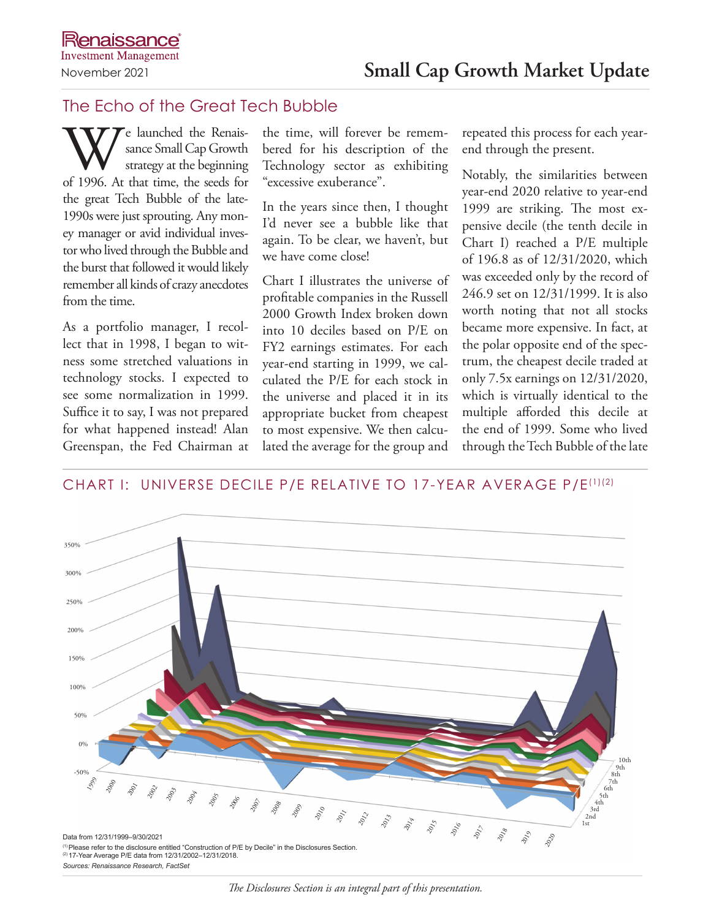Renaissance Investment Management

November 2021

# Small Cap Growth Market Update

## The Echo of the Great Tech Bubble

We launched the Renaissance Small Cap Growth strategy at the beginning of 1996. At that time, the seeds for the great Tech Bubble of the late-1990s were just sprouting. Any money manager or avid individual investor who lived through the Bubble and the burst that followed it would likely remember all kinds of crazy anecdotes from the time.

As a portfolio manager, I recollect that in 1998, I began to witness some stretched valuations in technology stocks. I expected to see some normalization in 1999. Suffice it to say, I was not prepared for what happened instead! Alan Greenspan, the Fed Chairman at the time, will forever be remembered for his description of the Technology sector as exhibiting "excessive exuberance".

In the years since then, I thought I'd never see a bubble like that again. To be clear, we haven't, but we have come close!

Chart I illustrates the universe of profitable companies in the Russell 2000 Growth Index broken down into 10 deciles based on P/E on FY2 earnings estimates. For each year-end starting in 1999, we calculated the P/E for each stock in the universe and placed it in its appropriate bucket from cheapest to most expensive. We then calculated the average for the group and repeated this process for each year-end through the present.

Notably, the similarities between year-end 2020 relative to year-end 1999 are striking. The most expensive decile (the tenth decile in Chart I) reached a P/E multiple of 196.8 as of 12/31/2020, which was exceeded only by the record of 246.9 set on 12/31/1999. It is also worth noting that not all stocks became more expensive. In fact, at the polar opposite end of the spectrum, the cheapest decile traded at only 7.5x earnings on 12/31/2020, which is virtually identical to the multiple afforded this decile at the end of 1999. Some who lived through the Tech Bubble of the late

### CHART I: UNIVERSE DECILE P/E RELATIVE TO 17-YEAR AVERAGE P/E[(1)(2)]

Data from 12/31/1999–9/30/2021

[(1)] Please refer to the disclosure entitled "Construction of P/E by Decile" in the Disclosures Section.

[(2)] 17-Year Average P/E data from 12/31/2002–12/31/2018.

*Sources: Renaissance Research, FactSet*

*The Disclosures Section is an integral part of this presentation.*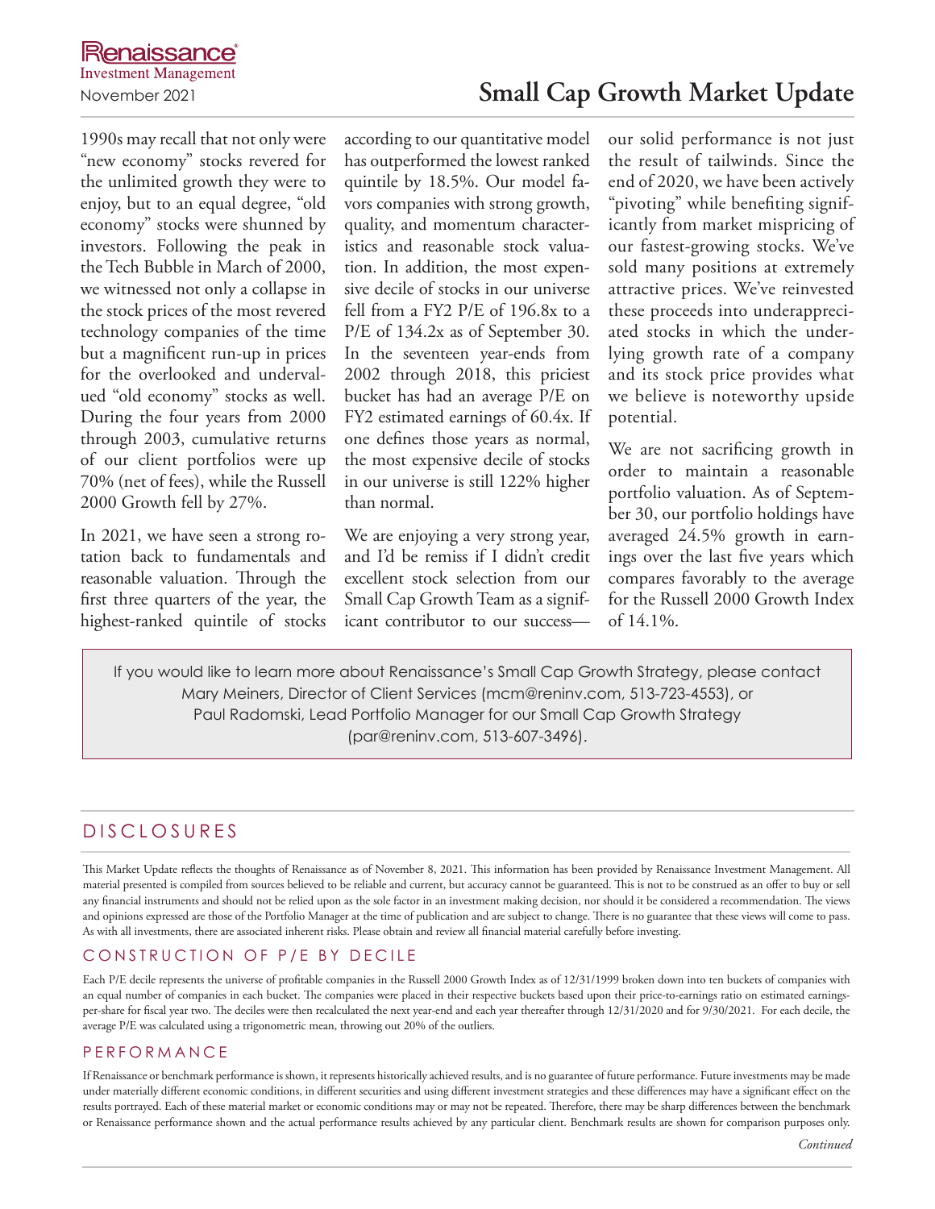1990s may recall that not only were "new economy" stocks revered for the unlimited growth they were to enjoy, but to an equal degree, "old economy" stocks were shunned by investors. Following the peak in the Tech Bubble in March of 2000, we witnessed not only a collapse in the stock prices of the most revered technology companies of the time but a magnificent run-up in prices for the overlooked and undervalued "old economy" stocks as well. During the four years from 2000 through 2003, cumulative returns of our client portfolios were up 70% (net of fees), while the Russell 2000 Growth fell by 27%.

In 2021, we have seen a strong rotation back to fundamentals and reasonable valuation. Through the first three quarters of the year, the highest-ranked quintile of stocks according to our quantitative model has outperformed the lowest ranked quintile by 18.5%. Our model favors companies with strong growth, quality, and momentum characteristics and reasonable stock valuation. In addition, the most expensive decile of stocks in our universe fell from a FY2 P/E of 196.8x to a P/E of 134.2x as of September 30. In the seventeen year-ends from 2002 through 2018, this priciest bucket has had an average P/E on FY2 estimated earnings of 60.4x. If one defines those years as normal, the most expensive decile of stocks in our universe is still 122% higher than normal.

We are enjoying a very strong year, and I'd be remiss if I didn't credit excellent stock selection from our Small Cap Growth Team as a significant contributor to our success—our solid performance is not just the result of tailwinds. Since the end of 2020, we have been actively "pivoting" while benefiting significantly from market mispricing of our fastest-growing stocks. We've sold many positions at extremely attractive prices. We've reinvested these proceeds into underappreciated stocks in which the underlying growth rate of a company and its stock price provides what we believe is noteworthy upside potential.

We are not sacrificing growth in order to maintain a reasonable portfolio valuation. As of September 30, our portfolio holdings have averaged 24.5% growth in earnings over the last five years which compares favorably to the average for the Russell 2000 Growth Index of 14.1%.

If you would like to learn more about Renaissance's Small Cap Growth Strategy, please contact Mary Meiners, Director of Client Services (mcm@reninv.com, 513-723-4553), or Paul Radomski, Lead Portfolio Manager for our Small Cap Growth Strategy (par@reninv.com, 513-607-3496).

## DISCLOSURES

This Market Update reflects the thoughts of Renaissance as of November 8, 2021. This information has been provided by Renaissance Investment Management. All material presented is compiled from sources believed to be reliable and current, but accuracy cannot be guaranteed. This is not to be construed as an offer to buy or sell any financial instruments and should not be relied upon as the sole factor in an investment making decision, nor should it be considered a recommendation. The views and opinions expressed are those of the Portfolio Manager at the time of publication and are subject to change. There is no guarantee that these views will come to pass. As with all investments, there are associated inherent risks. Please obtain and review all financial material carefully before investing.

## CONSTRUCTION OF P/E BY DECILE

Each P/E decile represents the universe of profitable companies in the Russell 2000 Growth Index as of 12/31/1999 broken down into ten buckets of companies with an equal number of companies in each bucket. The companies were placed in their respective buckets based upon their price-to-earnings ratio on estimated earnings-per-share for fiscal year two. The deciles were then recalculated the next year-end and each year thereafter through 12/31/2020 and for 9/30/2021. For each decile, the average P/E was calculated using a trigonometric mean, throwing out 20% of the outliers.

## PERFORMANCE

If Renaissance or benchmark performance is shown, it represents historically achieved results, and is no guarantee of future performance. Future investments may be made under materially different economic conditions, in different securities and using different investment strategies and these differences may have a significant effect on the results portrayed. Each of these material market or economic conditions may or may not be repeated. Therefore, there may be sharp differences between the benchmark or Renaissance performance shown and the actual performance results achieved by any particular client. Benchmark results are shown for comparison purposes only.

*Continued*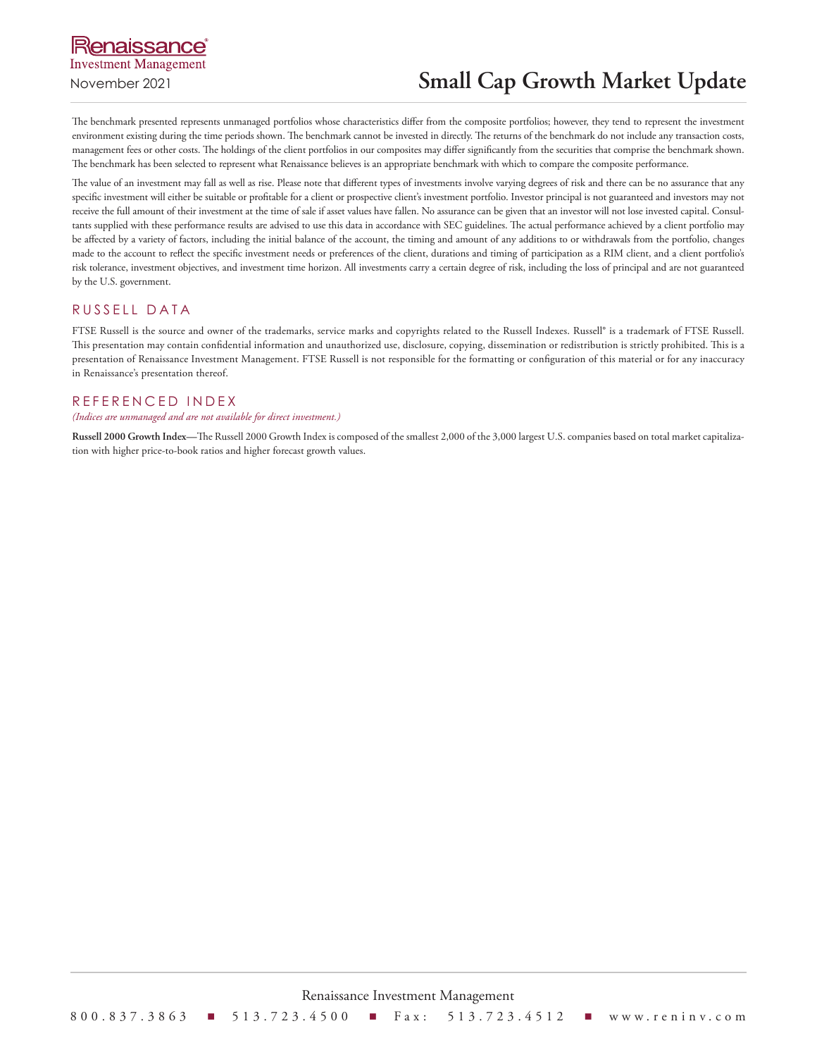The benchmark presented represents unmanaged portfolios whose characteristics differ from the composite portfolios; however, they tend to represent the investment environment existing during the time periods shown. The benchmark cannot be invested in directly. The returns of the benchmark do not include any transaction costs, management fees or other costs. The holdings of the client portfolios in our composites may differ significantly from the securities that comprise the benchmark shown. The benchmark has been selected to represent what Renaissance believes is an appropriate benchmark with which to compare the composite performance.

The value of an investment may fall as well as rise. Please note that different types of investments involve varying degrees of risk and there can be no assurance that any specific investment will either be suitable or profitable for a client or prospective client's investment portfolio. Investor principal is not guaranteed and investors may not receive the full amount of their investment at the time of sale if asset values have fallen. No assurance can be given that an investor will not lose invested capital. Consultants supplied with these performance results are advised to use this data in accordance with SEC guidelines. The actual performance achieved by a client portfolio may be affected by a variety of factors, including the initial balance of the account, the timing and amount of any additions to or withdrawals from the portfolio, changes made to the account to reflect the specific investment needs or preferences of the client, durations and timing of participation as a RIM client, and a client portfolio's risk tolerance, investment objectives, and investment time horizon. All investments carry a certain degree of risk, including the loss of principal and are not guaranteed by the U.S. government.

## RUSSELL DATA

FTSE Russell is the source and owner of the trademarks, service marks and copyrights related to the Russell Indexes. Russell® is a trademark of FTSE Russell. This presentation may contain confidential information and unauthorized use, disclosure, copying, dissemination or redistribution is strictly prohibited. This is a presentation of Renaissance Investment Management. FTSE Russell is not responsible for the formatting or configuration of this material or for any inaccuracy in Renaissance's presentation thereof.

## REFERENCED INDEX

*(Indices are unmanaged and are not available for direct investment.)*

**Russell 2000 Growth Index**—The Russell 2000 Growth Index is composed of the smallest 2,000 of the 3,000 largest U.S. companies based on total market capitalization with higher price-to-book ratios and higher forecast growth values.

Renaissance Investment Management

800.837.3863 ■ 513.723.4500 ■ Fax: 513.723.4512 ■ www.reninv.com